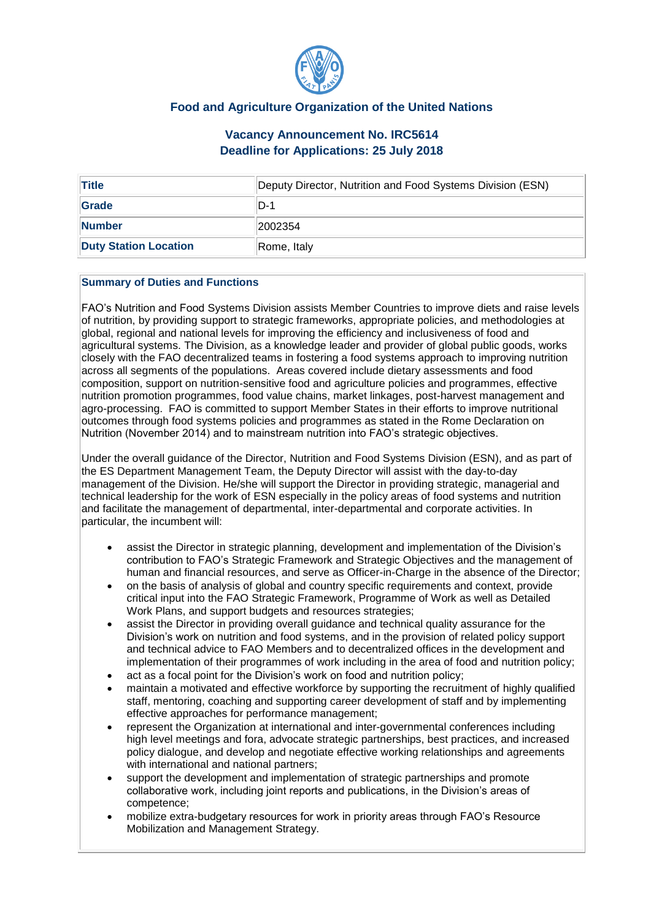## Food and Agriculture Organization of the United Nations

### Vacancy Announcement No. IRC5614
### Deadline for Applications: 25 July 2018

| **Title** | Deputy Director, Nutrition and Food Systems Division (ESN) |
|---|---|
| **Grade** | D-1 |
| **Number** | 2002354 |
| **Duty Station Location** | Rome, Italy |

**Summary of Duties and Functions**

FAO's Nutrition and Food Systems Division assists Member Countries to improve diets and raise levels of nutrition, by providing support to strategic frameworks, appropriate policies, and methodologies at global, regional and national levels for improving the efficiency and inclusiveness of food and agricultural systems. The Division, as a knowledge leader and provider of global public goods, works closely with the FAO decentralized teams in fostering a food systems approach to improving nutrition across all segments of the populations. Areas covered include dietary assessments and food composition, support on nutrition-sensitive food and agriculture policies and programmes, effective nutrition promotion programmes, food value chains, market linkages, post-harvest management and agro-processing. FAO is committed to support Member States in their efforts to improve nutritional outcomes through food systems policies and programmes as stated in the Rome Declaration on Nutrition (November 2014) and to mainstream nutrition into FAO's strategic objectives.

Under the overall guidance of the Director, Nutrition and Food Systems Division (ESN), and as part of the ES Department Management Team, the Deputy Director will assist with the day-to-day management of the Division. He/she will support the Director in providing strategic, managerial and technical leadership for the work of ESN especially in the policy areas of food systems and nutrition and facilitate the management of departmental, inter-departmental and corporate activities. In particular, the incumbent will:

- assist the Director in strategic planning, development and implementation of the Division's contribution to FAO's Strategic Framework and Strategic Objectives and the management of human and financial resources, and serve as Officer-in-Charge in the absence of the Director;
- on the basis of analysis of global and country specific requirements and context, provide critical input into the FAO Strategic Framework, Programme of Work as well as Detailed Work Plans, and support budgets and resources strategies;
- assist the Director in providing overall guidance and technical quality assurance for the Division's work on nutrition and food systems, and in the provision of related policy support and technical advice to FAO Members and to decentralized offices in the development and implementation of their programmes of work including in the area of food and nutrition policy;
- act as a focal point for the Division's work on food and nutrition policy;
- maintain a motivated and effective workforce by supporting the recruitment of highly qualified staff, mentoring, coaching and supporting career development of staff and by implementing effective approaches for performance management;
- represent the Organization at international and inter-governmental conferences including high level meetings and fora, advocate strategic partnerships, best practices, and increased policy dialogue, and develop and negotiate effective working relationships and agreements with international and national partners;
- support the development and implementation of strategic partnerships and promote collaborative work, including joint reports and publications, in the Division's areas of competence;
- mobilize extra-budgetary resources for work in priority areas through FAO's Resource Mobilization and Management Strategy.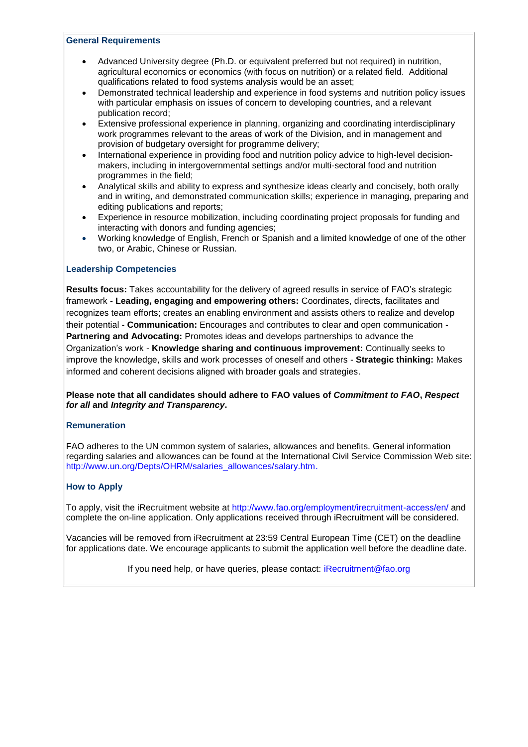### General Requirements

- Advanced University degree (Ph.D. or equivalent preferred but not required) in nutrition, agricultural economics or economics (with focus on nutrition) or a related field. Additional qualifications related to food systems analysis would be an asset;
- Demonstrated technical leadership and experience in food systems and nutrition policy issues with particular emphasis on issues of concern to developing countries, and a relevant publication record;
- Extensive professional experience in planning, organizing and coordinating interdisciplinary work programmes relevant to the areas of work of the Division, and in management and provision of budgetary oversight for programme delivery;
- International experience in providing food and nutrition policy advice to high-level decision-makers, including in intergovernmental settings and/or multi-sectoral food and nutrition programmes in the field;
- Analytical skills and ability to express and synthesize ideas clearly and concisely, both orally and in writing, and demonstrated communication skills; experience in managing, preparing and editing publications and reports;
- Experience in resource mobilization, including coordinating project proposals for funding and interacting with donors and funding agencies;
- Working knowledge of English, French or Spanish and a limited knowledge of one of the other two, or Arabic, Chinese or Russian.

### Leadership Competencies

**Results focus:** Takes accountability for the delivery of agreed results in service of FAO's strategic framework **- Leading, engaging and empowering others:** Coordinates, directs, facilitates and recognizes team efforts; creates an enabling environment and assists others to realize and develop their potential - **Communication:** Encourages and contributes to clear and open communication - **Partnering and Advocating:** Promotes ideas and develops partnerships to advance the Organization's work - **Knowledge sharing and continuous improvement:** Continually seeks to improve the knowledge, skills and work processes of oneself and others - **Strategic thinking:** Makes informed and coherent decisions aligned with broader goals and strategies.

**Please note that all candidates should adhere to FAO values of *Commitment to FAO*, *Respect for all* and *Integrity and Transparency*.**

### Remuneration

FAO adheres to the UN common system of salaries, allowances and benefits. General information regarding salaries and allowances can be found at the International Civil Service Commission Web site: http://www.un.org/Depts/OHRM/salaries_allowances/salary.htm.

### How to Apply

To apply, visit the iRecruitment website at http://www.fao.org/employment/irecruitment-access/en/ and complete the on-line application. Only applications received through iRecruitment will be considered.

Vacancies will be removed from iRecruitment at 23:59 Central European Time (CET) on the deadline for applications date. We encourage applicants to submit the application well before the deadline date.

If you need help, or have queries, please contact: iRecruitment@fao.org